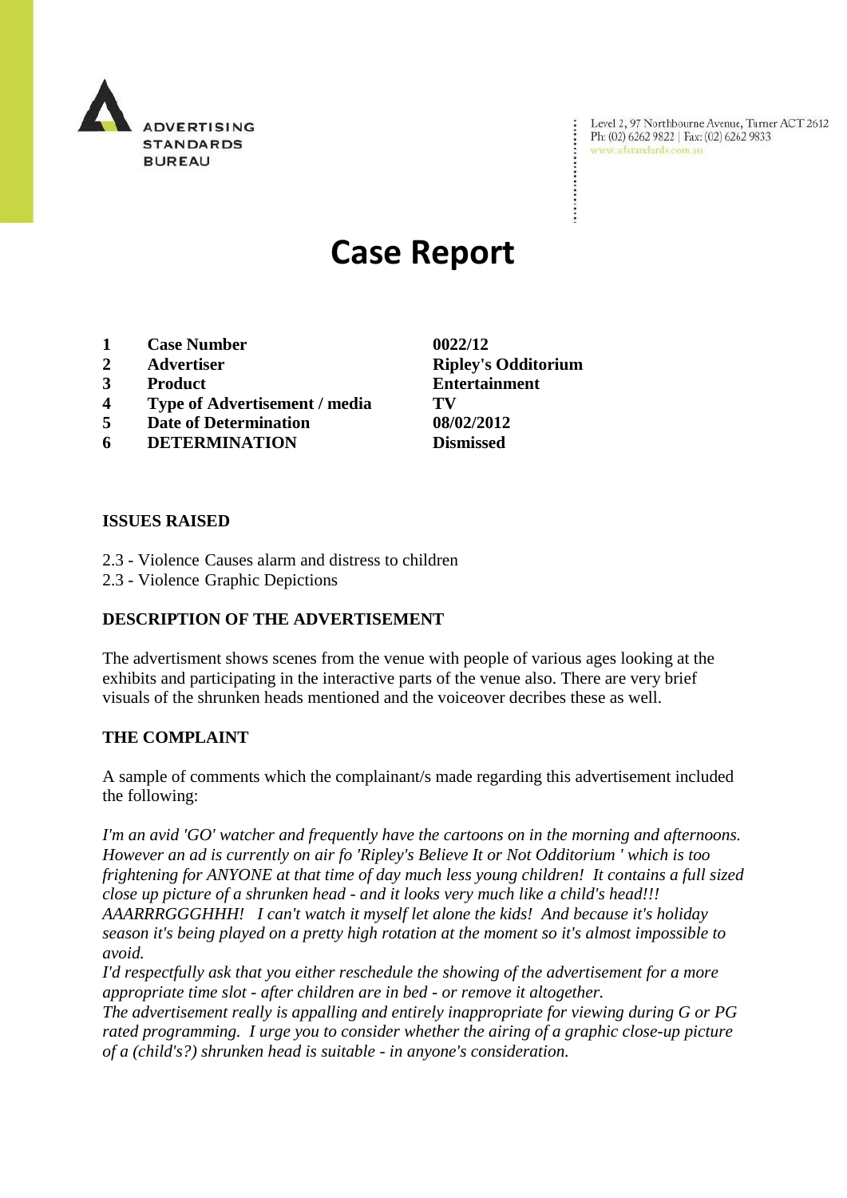ADVERTISING STANDARDS BUREAU

Level 2, 97 Northbourne Avenue, Turner ACT 2612
Ph: (02) 6262 9822 | Fax: (02) 6262 9833
www.adstandards.com.au

# Case Report

| | | |
|---|---|---|
| **1** | **Case Number** | **0022/12** |
| **2** | **Advertiser** | **Ripley's Odditorium** |
| **3** | **Product** | **Entertainment** |
| **4** | **Type of Advertisement / media** | **TV** |
| **5** | **Date of Determination** | **08/02/2012** |
| **6** | **DETERMINATION** | **Dismissed** |

**ISSUES RAISED**

2.3 - Violence Causes alarm and distress to children
2.3 - Violence Graphic Depictions

**DESCRIPTION OF THE ADVERTISEMENT**

The advertisment shows scenes from the venue with people of various ages looking at the exhibits and participating in the interactive parts of the venue also. There are very brief visuals of the shrunken heads mentioned and the voiceover decribes these as well.

**THE COMPLAINT**

A sample of comments which the complainant/s made regarding this advertisement included the following:

*I'm an avid 'GO' watcher and frequently have the cartoons on in the morning and afternoons. However an ad is currently on air fo 'Ripley's Believe It or Not Odditorium ' which is too frightening for ANYONE at that time of day much less young children! It contains a full sized close up picture of a shrunken head - and it looks very much like a child's head!!! AAARRRGGGHHH! I can't watch it myself let alone the kids! And because it's holiday season it's being played on a pretty high rotation at the moment so it's almost impossible to avoid.*
*I'd respectfully ask that you either reschedule the showing of the advertisement for a more appropriate time slot - after children are in bed - or remove it altogether.*
*The advertisement really is appalling and entirely inappropriate for viewing during G or PG rated programming. I urge you to consider whether the airing of a graphic close-up picture of a (child's?) shrunken head is suitable - in anyone's consideration.*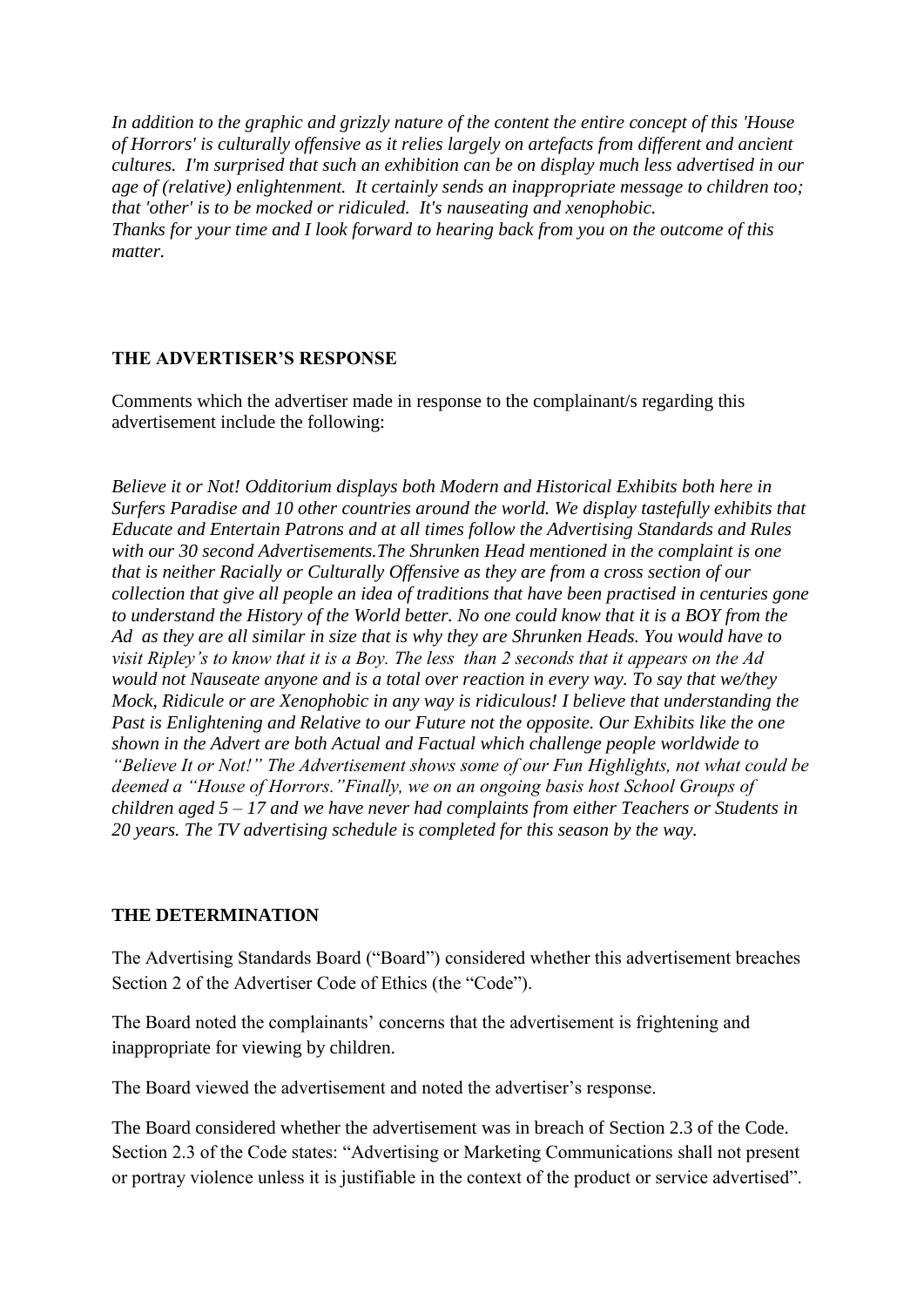*In addition to the graphic and grizzly nature of the content the entire concept of this 'House of Horrors' is culturally offensive as it relies largely on artefacts from different and ancient cultures. I'm surprised that such an exhibition can be on display much less advertised in our age of (relative) enlightenment. It certainly sends an inappropriate message to children too; that 'other' is to be mocked or ridiculed. It's nauseating and xenophobic.*
*Thanks for your time and I look forward to hearing back from you on the outcome of this matter.*

**THE ADVERTISER'S RESPONSE**

Comments which the advertiser made in response to the complainant/s regarding this advertisement include the following:

*Believe it or Not! Odditorium displays both Modern and Historical Exhibits both here in Surfers Paradise and 10 other countries around the world. We display tastefully exhibits that Educate and Entertain Patrons and at all times follow the Advertising Standards and Rules with our 30 second Advertisements.The Shrunken Head mentioned in the complaint is one that is neither Racially or Culturally Offensive as they are from a cross section of our collection that give all people an idea of traditions that have been practised in centuries gone to understand the History of the World better. No one could know that it is a BOY from the Ad as they are all similar in size that is why they are Shrunken Heads. You would have to visit Ripley's to know that it is a Boy. The less than 2 seconds that it appears on the Ad would not Nauseate anyone and is a total over reaction in every way. To say that we/they Mock, Ridicule or are Xenophobic in any way is ridiculous! I believe that understanding the Past is Enlightening and Relative to our Future not the opposite. Our Exhibits like the one shown in the Advert are both Actual and Factual which challenge people worldwide to "Believe It or Not!" The Advertisement shows some of our Fun Highlights, not what could be deemed a "House of Horrors."Finally, we on an ongoing basis host School Groups of children aged 5 – 17 and we have never had complaints from either Teachers or Students in 20 years. The TV advertising schedule is completed for this season by the way.*

**THE DETERMINATION**

The Advertising Standards Board ("Board") considered whether this advertisement breaches Section 2 of the Advertiser Code of Ethics (the "Code").

The Board noted the complainants' concerns that the advertisement is frightening and inappropriate for viewing by children.

The Board viewed the advertisement and noted the advertiser's response.

The Board considered whether the advertisement was in breach of Section 2.3 of the Code. Section 2.3 of the Code states: "Advertising or Marketing Communications shall not present or portray violence unless it is justifiable in the context of the product or service advertised".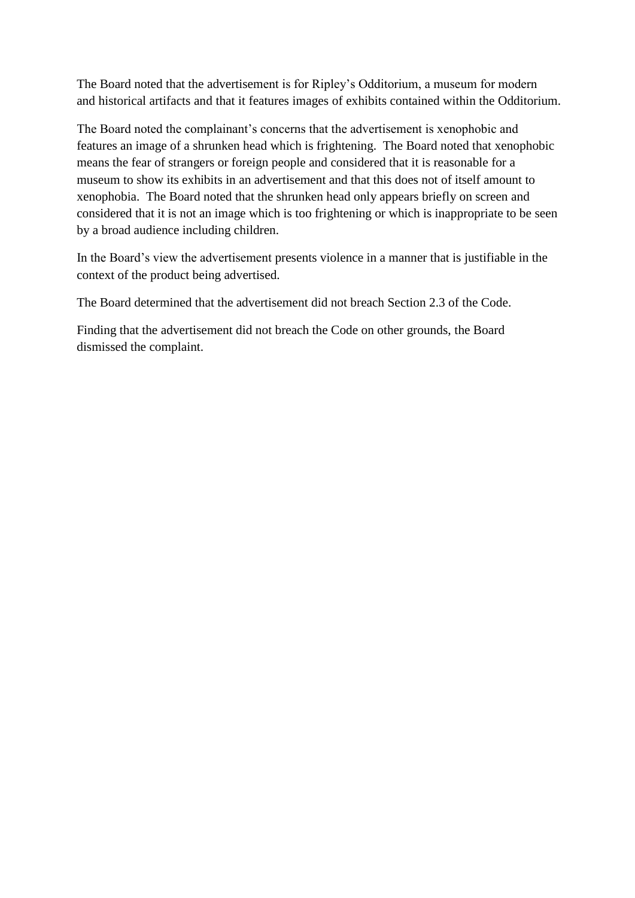The Board noted that the advertisement is for Ripley's Odditorium, a museum for modern and historical artifacts and that it features images of exhibits contained within the Odditorium.

The Board noted the complainant's concerns that the advertisement is xenophobic and features an image of a shrunken head which is frightening. The Board noted that xenophobic means the fear of strangers or foreign people and considered that it is reasonable for a museum to show its exhibits in an advertisement and that this does not of itself amount to xenophobia. The Board noted that the shrunken head only appears briefly on screen and considered that it is not an image which is too frightening or which is inappropriate to be seen by a broad audience including children.

In the Board's view the advertisement presents violence in a manner that is justifiable in the context of the product being advertised.

The Board determined that the advertisement did not breach Section 2.3 of the Code.

Finding that the advertisement did not breach the Code on other grounds, the Board dismissed the complaint.